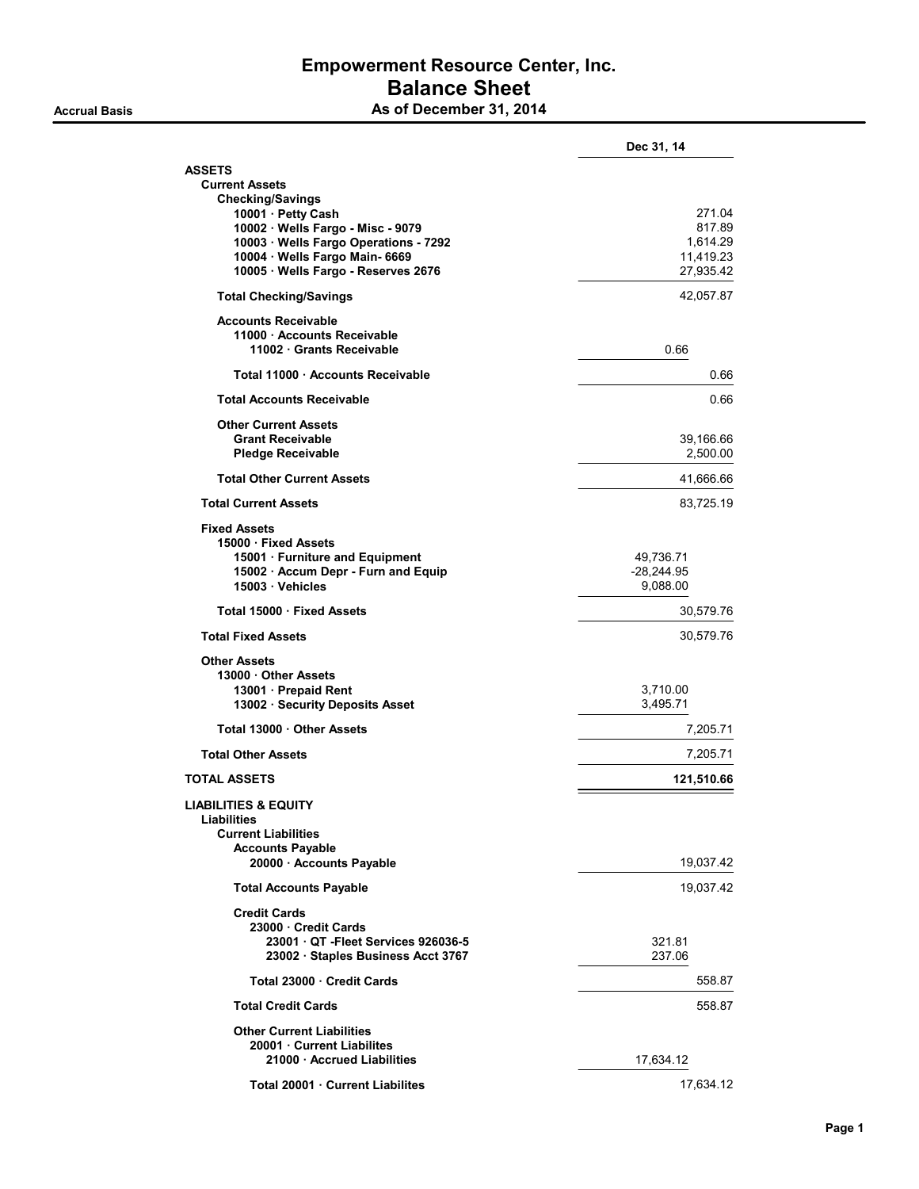# Empowerment Resource Center, Inc.

## Balance Sheet

**Accrual Basis** — **As of December 31, 2014**

| | | Dec 31, 14 |
|---|---|---|
| **ASSETS** | | |
| **Current Assets** | | |
| **Checking/Savings** | | |
| **10001 · Petty Cash** | | 271.04 |
| **10002 · Wells Fargo - Misc - 9079** | | 817.89 |
| **10003 · Wells Fargo Operations - 7292** | | 1,614.29 |
| **10004 · Wells Fargo Main- 6669** | | 11,419.23 |
| **10005 · Wells Fargo - Reserves 2676** | | 27,935.42 |
| **Total Checking/Savings** | | 42,057.87 |
| **Accounts Receivable** | | |
| **11000 · Accounts Receivable** | | |
| **11002 · Grants Receivable** | 0.66 | |
| **Total 11000 · Accounts Receivable** | | 0.66 |
| **Total Accounts Receivable** | | 0.66 |
| **Other Current Assets** | | |
| **Grant Receivable** | | 39,166.66 |
| **Pledge Receivable** | | 2,500.00 |
| **Total Other Current Assets** | | 41,666.66 |
| **Total Current Assets** | | 83,725.19 |
| **Fixed Assets** | | |
| **15000 · Fixed Assets** | | |
| **15001 · Furniture and Equipment** | 49,736.71 | |
| **15002 · Accum Depr - Furn and Equip** | -28,244.95 | |
| **15003 · Vehicles** | 9,088.00 | |
| **Total 15000 · Fixed Assets** | | 30,579.76 |
| **Total Fixed Assets** | | 30,579.76 |
| **Other Assets** | | |
| **13000 · Other Assets** | | |
| **13001 · Prepaid Rent** | 3,710.00 | |
| **13002 · Security Deposits Asset** | 3,495.71 | |
| **Total 13000 · Other Assets** | | 7,205.71 |
| **Total Other Assets** | | 7,205.71 |
| **TOTAL ASSETS** | | **121,510.66** |
| **LIABILITIES & EQUITY** | | |
| **Liabilities** | | |
| **Current Liabilities** | | |
| **Accounts Payable** | | |
| **20000 · Accounts Payable** | | 19,037.42 |
| **Total Accounts Payable** | | 19,037.42 |
| **Credit Cards** | | |
| **23000 · Credit Cards** | | |
| **23001 · QT -Fleet Services 926036-5** | 321.81 | |
| **23002 · Staples Business Acct 3767** | 237.06 | |
| **Total 23000 · Credit Cards** | | 558.87 |
| **Total Credit Cards** | | 558.87 |
| **Other Current Liabilities** | | |
| **20001 · Current Liabilites** | | |
| **21000 · Accrued Liabilities** | 17,634.12 | |
| **Total 20001 · Current Liabilites** | | 17,634.12 |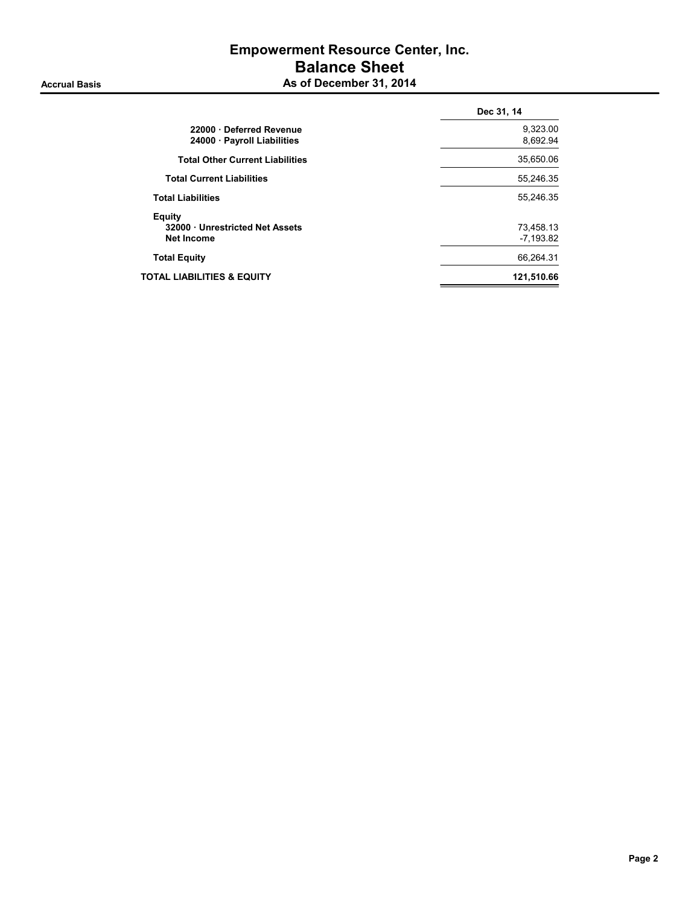# Empowerment Resource Center, Inc.
## Balance Sheet
### As of December 31, 2014

Accrual Basis

| | Dec 31, 14 |
|---|---|
| 22000 · Deferred Revenue | 9,323.00 |
| 24000 · Payroll Liabilities | 8,692.94 |
| **Total Other Current Liabilities** | 35,650.06 |
| **Total Current Liabilities** | 55,246.35 |
| **Total Liabilities** | 55,246.35 |
| **Equity** | |
| 32000 · Unrestricted Net Assets | 73,458.13 |
| Net Income | -7,193.82 |
| **Total Equity** | 66,264.31 |
| **TOTAL LIABILITIES & EQUITY** | **121,510.66** |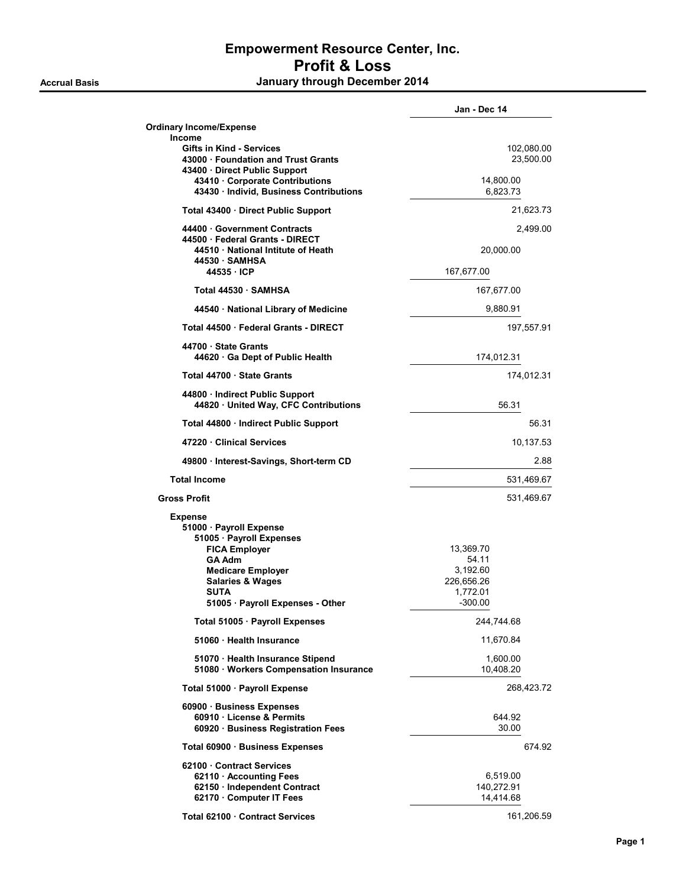# Empowerment Resource Center, Inc.
## Profit & Loss

**Accrual Basis** — **January through December 2014**

| | | Jan - Dec 14 |
|---|---|---|
| **Ordinary Income/Expense** | | |
| **Income** | | |
| **Gifts in Kind - Services** | | 102,080.00 |
| **43000 · Foundation and Trust Grants** | | 23,500.00 |
| **43400 · Direct Public Support** | | |
| **43410 · Corporate Contributions** | 14,800.00 | |
| **43430 · Individ, Business Contributions** | 6,823.73 | |
| **Total 43400 · Direct Public Support** | | 21,623.73 |
| **44400 · Government Contracts** | | 2,499.00 |
| **44500 · Federal Grants - DIRECT** | | |
| **44510 · National Intitute of Heath** | 20,000.00 | |
| **44530 · SAMHSA** | | |
| **44535 · ICP** | 167,677.00 | |
| **Total 44530 · SAMHSA** | 167,677.00 | |
| **44540 · National Library of Medicine** | 9,880.91 | |
| **Total 44500 · Federal Grants - DIRECT** | | 197,557.91 |
| **44700 · State Grants** | | |
| **44620 · Ga Dept of Public Health** | 174,012.31 | |
| **Total 44700 · State Grants** | | 174,012.31 |
| **44800 · Indirect Public Support** | | |
| **44820 · United Way, CFC Contributions** | 56.31 | |
| **Total 44800 · Indirect Public Support** | | 56.31 |
| **47220 · Clinical Services** | | 10,137.53 |
| **49800 · Interest-Savings, Short-term CD** | | 2.88 |
| **Total Income** | | 531,469.67 |
| **Gross Profit** | | 531,469.67 |
| **Expense** | | |
| **51000 · Payroll Expense** | | |
| **51005 · Payroll Expenses** | | |
| **FICA Employer** | 13,369.70 | |
| **GA Adm** | 54.11 | |
| **Medicare Employer** | 3,192.60 | |
| **Salaries & Wages** | 226,656.26 | |
| **SUTA** | 1,772.01 | |
| **51005 · Payroll Expenses - Other** | -300.00 | |
| **Total 51005 · Payroll Expenses** | 244,744.68 | |
| **51060 · Health Insurance** | 11,670.84 | |
| **51070 · Health Insurance Stipend** | 1,600.00 | |
| **51080 · Workers Compensation Insurance** | 10,408.20 | |
| **Total 51000 · Payroll Expense** | | 268,423.72 |
| **60900 · Business Expenses** | | |
| **60910 · License & Permits** | 644.92 | |
| **60920 · Business Registration Fees** | 30.00 | |
| **Total 60900 · Business Expenses** | | 674.92 |
| **62100 · Contract Services** | | |
| **62110 · Accounting Fees** | 6,519.00 | |
| **62150 · Independent Contract** | 140,272.91 | |
| **62170 · Computer IT Fees** | 14,414.68 | |
| **Total 62100 · Contract Services** | | 161,206.59 |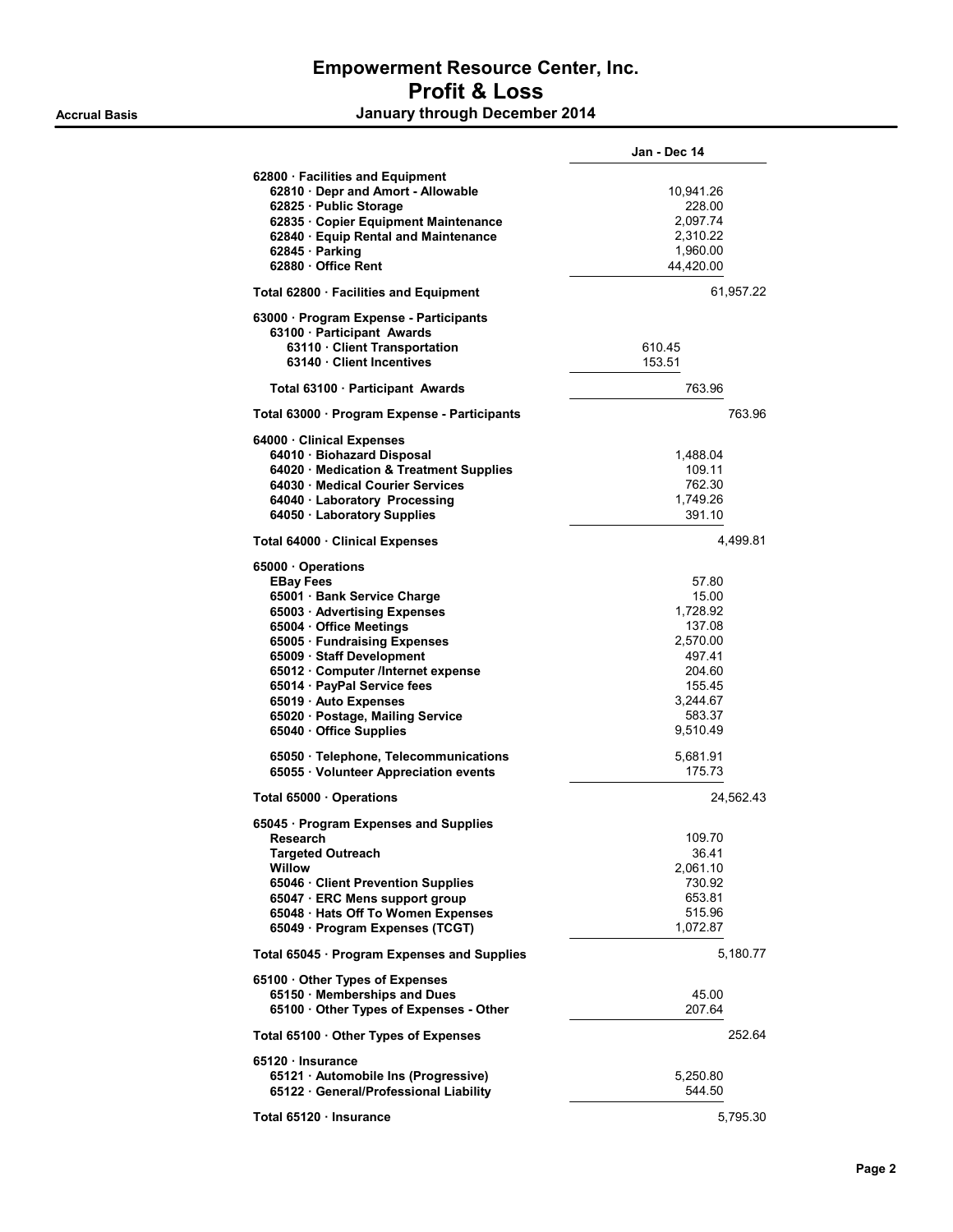# Empowerment Resource Center, Inc.
## Profit & Loss
### January through December 2014

Accrual Basis

| | Jan - Dec 14 | |
|---|---|---|
| 62800 · Facilities and Equipment | | |
| 62810 · Depr and Amort - Allowable | 10,941.26 | |
| 62825 · Public Storage | 228.00 | |
| 62835 · Copier Equipment Maintenance | 2,097.74 | |
| 62840 · Equip Rental and Maintenance | 2,310.22 | |
| 62845 · Parking | 1,960.00 | |
| 62880 · Office Rent | 44,420.00 | |
| Total 62800 · Facilities and Equipment | | 61,957.22 |
| 63000 · Program Expense - Participants | | |
| 63100 · Participant Awards | | |
| 63110 · Client Transportation | 610.45 | |
| 63140 · Client Incentives | 153.51 | |
| Total 63100 · Participant Awards | 763.96 | |
| Total 63000 · Program Expense - Participants | | 763.96 |
| 64000 · Clinical Expenses | | |
| 64010 · Biohazard Disposal | 1,488.04 | |
| 64020 · Medication & Treatment Supplies | 109.11 | |
| 64030 · Medical Courier Services | 762.30 | |
| 64040 · Laboratory Processing | 1,749.26 | |
| 64050 · Laboratory Supplies | 391.10 | |
| Total 64000 · Clinical Expenses | | 4,499.81 |
| 65000 · Operations | | |
| EBay Fees | 57.80 | |
| 65001 · Bank Service Charge | 15.00 | |
| 65003 · Advertising Expenses | 1,728.92 | |
| 65004 · Office Meetings | 137.08 | |
| 65005 · Fundraising Expenses | 2,570.00 | |
| 65009 · Staff Development | 497.41 | |
| 65012 · Computer /Internet expense | 204.60 | |
| 65014 · PayPal Service fees | 155.45 | |
| 65019 · Auto Expenses | 3,244.67 | |
| 65020 · Postage, Mailing Service | 583.37 | |
| 65040 · Office Supplies | 9,510.49 | |
| 65050 · Telephone, Telecommunications | 5,681.91 | |
| 65055 · Volunteer Appreciation events | 175.73 | |
| Total 65000 · Operations | | 24,562.43 |
| 65045 · Program Expenses and Supplies | | |
| Research | 109.70 | |
| Targeted Outreach | 36.41 | |
| Willow | 2,061.10 | |
| 65046 · Client Prevention Supplies | 730.92 | |
| 65047 · ERC Mens support group | 653.81 | |
| 65048 · Hats Off To Women Expenses | 515.96 | |
| 65049 · Program Expenses (TCGT) | 1,072.87 | |
| Total 65045 · Program Expenses and Supplies | | 5,180.77 |
| 65100 · Other Types of Expenses | | |
| 65150 · Memberships and Dues | 45.00 | |
| 65100 · Other Types of Expenses - Other | 207.64 | |
| Total 65100 · Other Types of Expenses | | 252.64 |
| 65120 · Insurance | | |
| 65121 · Automobile Ins (Progressive) | 5,250.80 | |
| 65122 · General/Professional Liability | 544.50 | |
| Total 65120 · Insurance | | 5,795.30 |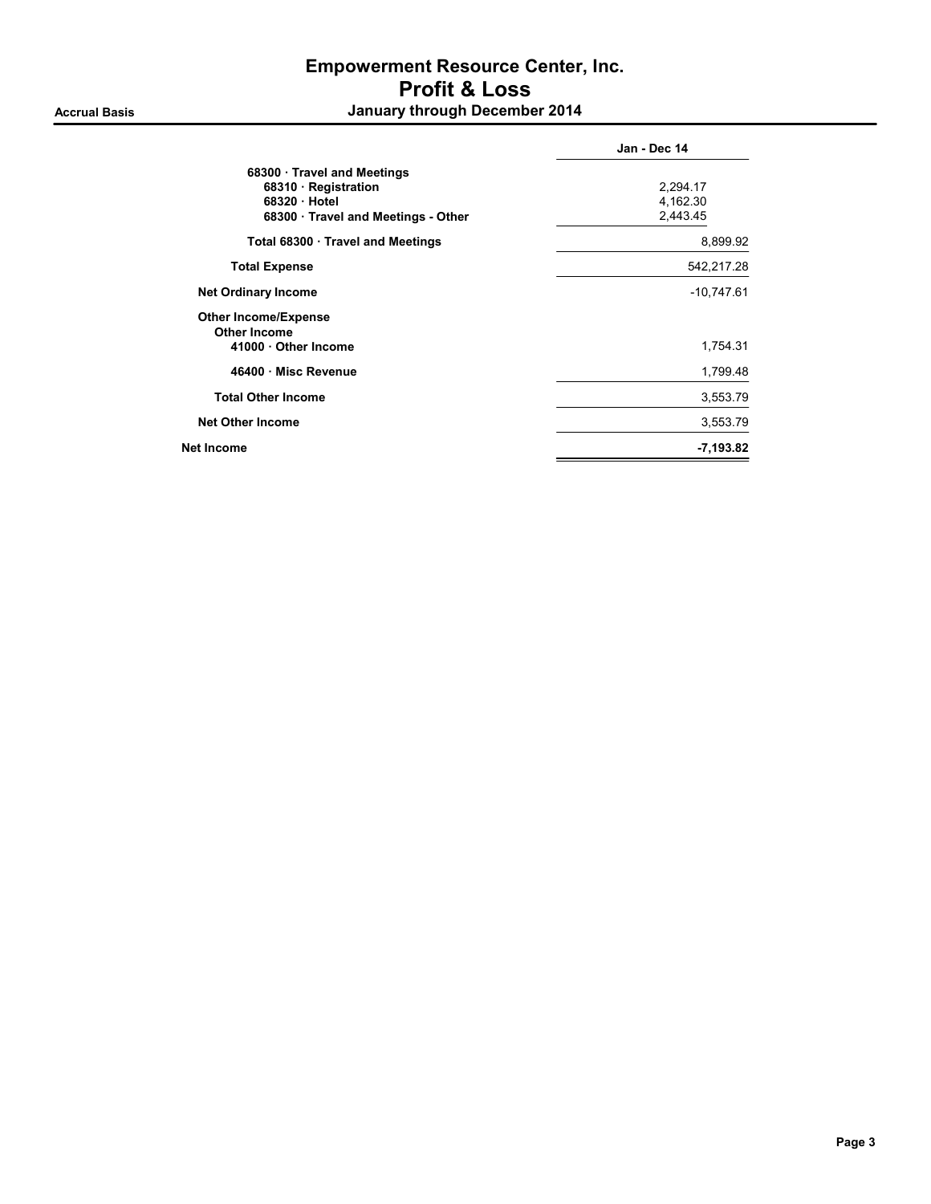# Empowerment Resource Center, Inc.

## Profit & Loss

**Accrual Basis** — **January through December 2014**

| | Jan - Dec 14 |
|---|---|
| **68300 · Travel and Meetings** | |
| **68310 · Registration** | 2,294.17 |
| **68320 · Hotel** | 4,162.30 |
| **68300 · Travel and Meetings - Other** | 2,443.45 |
| **Total 68300 · Travel and Meetings** | 8,899.92 |
| **Total Expense** | 542,217.28 |
| **Net Ordinary Income** | -10,747.61 |
| **Other Income/Expense** | |
| **Other Income** | |
| **41000 · Other Income** | 1,754.31 |
| **46400 · Misc Revenue** | 1,799.48 |
| **Total Other Income** | 3,553.79 |
| **Net Other Income** | 3,553.79 |
| **Net Income** | **-7,193.82** |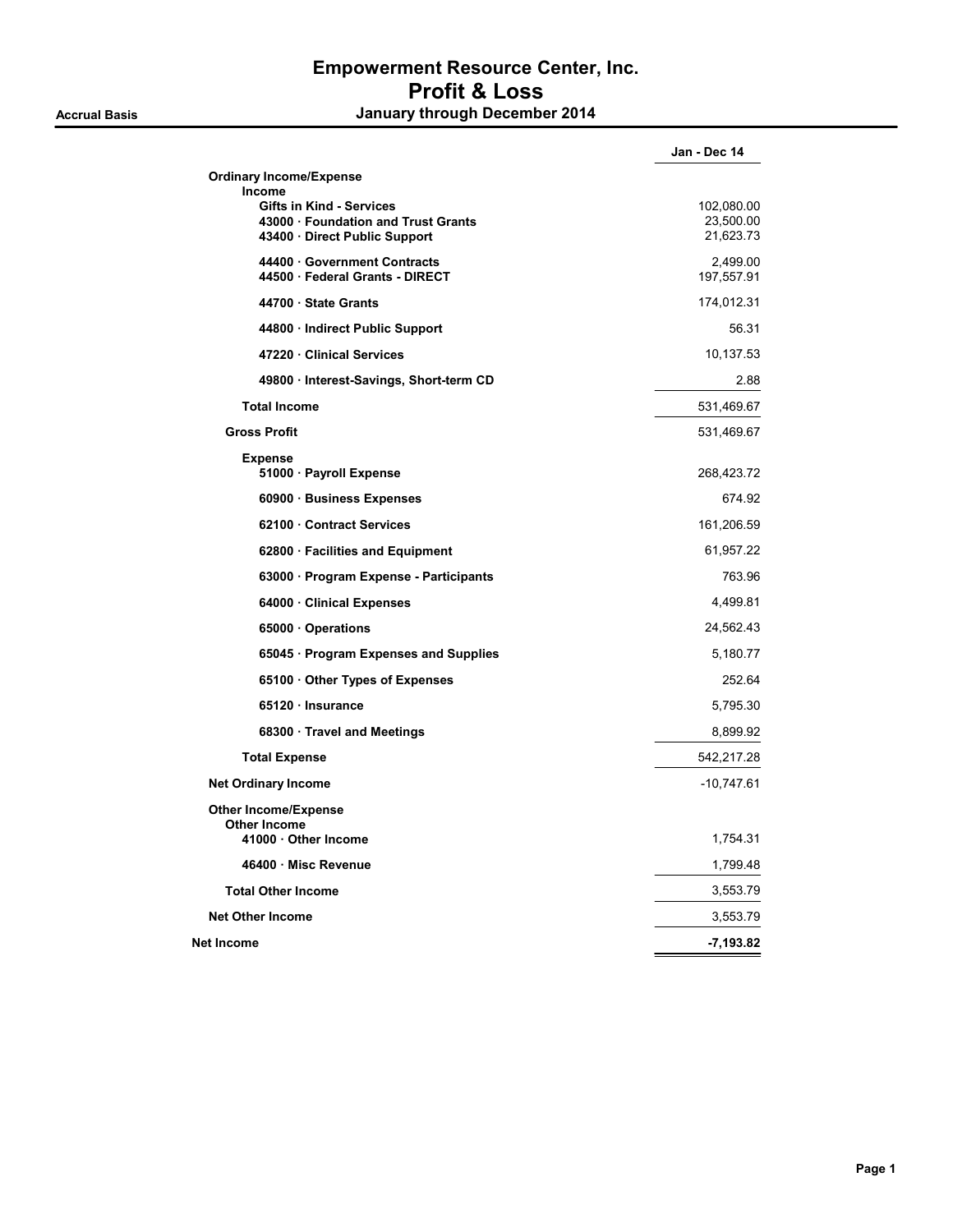# Empowerment Resource Center, Inc.

## Profit & Loss

**Accrual Basis** — **January through December 2014**

| | Jan - Dec 14 |
|---|---|
| **Ordinary Income/Expense** | |
| **Income** | |
| **Gifts in Kind - Services** | 102,080.00 |
| **43000 · Foundation and Trust Grants** | 23,500.00 |
| **43400 · Direct Public Support** | 21,623.73 |
| **44400 · Government Contracts** | 2,499.00 |
| **44500 · Federal Grants - DIRECT** | 197,557.91 |
| **44700 · State Grants** | 174,012.31 |
| **44800 · Indirect Public Support** | 56.31 |
| **47220 · Clinical Services** | 10,137.53 |
| **49800 · Interest-Savings, Short-term CD** | 2.88 |
| **Total Income** | 531,469.67 |
| **Gross Profit** | 531,469.67 |
| **Expense** | |
| **51000 · Payroll Expense** | 268,423.72 |
| **60900 · Business Expenses** | 674.92 |
| **62100 · Contract Services** | 161,206.59 |
| **62800 · Facilities and Equipment** | 61,957.22 |
| **63000 · Program Expense - Participants** | 763.96 |
| **64000 · Clinical Expenses** | 4,499.81 |
| **65000 · Operations** | 24,562.43 |
| **65045 · Program Expenses and Supplies** | 5,180.77 |
| **65100 · Other Types of Expenses** | 252.64 |
| **65120 · Insurance** | 5,795.30 |
| **68300 · Travel and Meetings** | 8,899.92 |
| **Total Expense** | 542,217.28 |
| **Net Ordinary Income** | -10,747.61 |
| **Other Income/Expense** | |
| **Other Income** | |
| **41000 · Other Income** | 1,754.31 |
| **46400 · Misc Revenue** | 1,799.48 |
| **Total Other Income** | 3,553.79 |
| **Net Other Income** | 3,553.79 |
| **Net Income** | **-7,193.82** |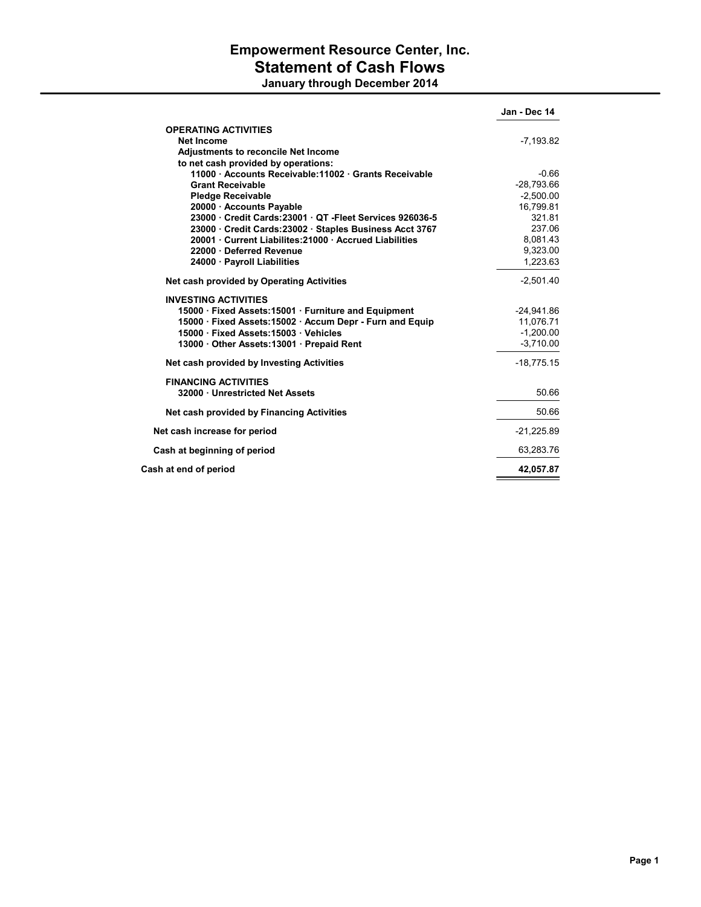# Empowerment Resource Center, Inc.
## Statement of Cash Flows
### January through December 2014

| | Jan - Dec 14 |
|---|---|
| **OPERATING ACTIVITIES** | |
| **Net Income** | -7,193.82 |
| **Adjustments to reconcile Net Income** | |
| **to net cash provided by operations:** | |
| **11000 · Accounts Receivable:11002 · Grants Receivable** | -0.66 |
| **Grant Receivable** | -28,793.66 |
| **Pledge Receivable** | -2,500.00 |
| **20000 · Accounts Payable** | 16,799.81 |
| **23000 · Credit Cards:23001 · QT -Fleet Services 926036-5** | 321.81 |
| **23000 · Credit Cards:23002 · Staples Business Acct 3767** | 237.06 |
| **20001 · Current Liabilites:21000 · Accrued Liabilities** | 8,081.43 |
| **22000 · Deferred Revenue** | 9,323.00 |
| **24000 · Payroll Liabilities** | 1,223.63 |
| **Net cash provided by Operating Activities** | -2,501.40 |
| **INVESTING ACTIVITIES** | |
| **15000 · Fixed Assets:15001 · Furniture and Equipment** | -24,941.86 |
| **15000 · Fixed Assets:15002 · Accum Depr - Furn and Equip** | 11,076.71 |
| **15000 · Fixed Assets:15003 · Vehicles** | -1,200.00 |
| **13000 · Other Assets:13001 · Prepaid Rent** | -3,710.00 |
| **Net cash provided by Investing Activities** | -18,775.15 |
| **FINANCING ACTIVITIES** | |
| **32000 · Unrestricted Net Assets** | 50.66 |
| **Net cash provided by Financing Activities** | 50.66 |
| **Net cash increase for period** | -21,225.89 |
| **Cash at beginning of period** | 63,283.76 |
| **Cash at end of period** | **42,057.87** |